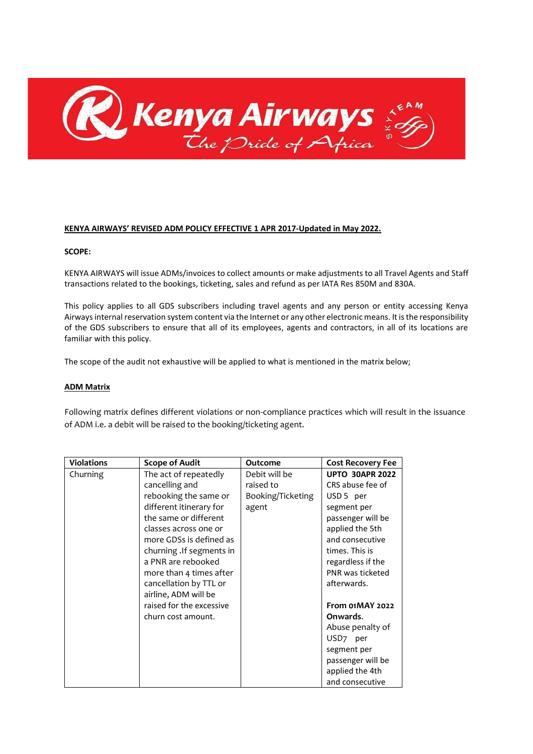**KENYA AIRWAYS' REVISED ADM POLICY EFFECTIVE 1 APR 2017-Updated in May 2022.**

**SCOPE:**

KENYA AIRWAYS will issue ADMs/invoices to collect amounts or make adjustments to all Travel Agents and Staff transactions related to the bookings, ticketing, sales and refund as per IATA Res 850M and 830A.

This policy applies to all GDS subscribers including travel agents and any person or entity accessing Kenya Airways internal reservation system content via the Internet or any other electronic means. It is the responsibility of the GDS subscribers to ensure that all of its employees, agents and contractors, in all of its locations are familiar with this policy.

The scope of the audit not exhaustive will be applied to what is mentioned in the matrix below;

**ADM Matrix**

Following matrix defines different violations or non-compliance practices which will result in the issuance of ADM i.e. a debit will be raised to the booking/ticketing agent.

| Violations | Scope of Audit | Outcome | Cost Recovery Fee |
|---|---|---|---|
| Churning | The act of repeatedly cancelling and rebooking the same or different itinerary for the same or different classes across one or more GDSs is defined as churning .If segments in a PNR are rebooked more than 4 times after cancellation by TTL or airline, ADM will be raised for the excessive churn cost amount. | Debit will be raised to Booking/Ticketing agent | **UPTO 30APR 2022** CRS abuse fee of USD 5 per segment per passenger will be applied the 5th and consecutive times. This is regardless if the PNR was ticketed afterwards. **From 01MAY 2022 Onwards.** Abuse penalty of USD7 per segment per passenger will be applied the 4th and consecutive |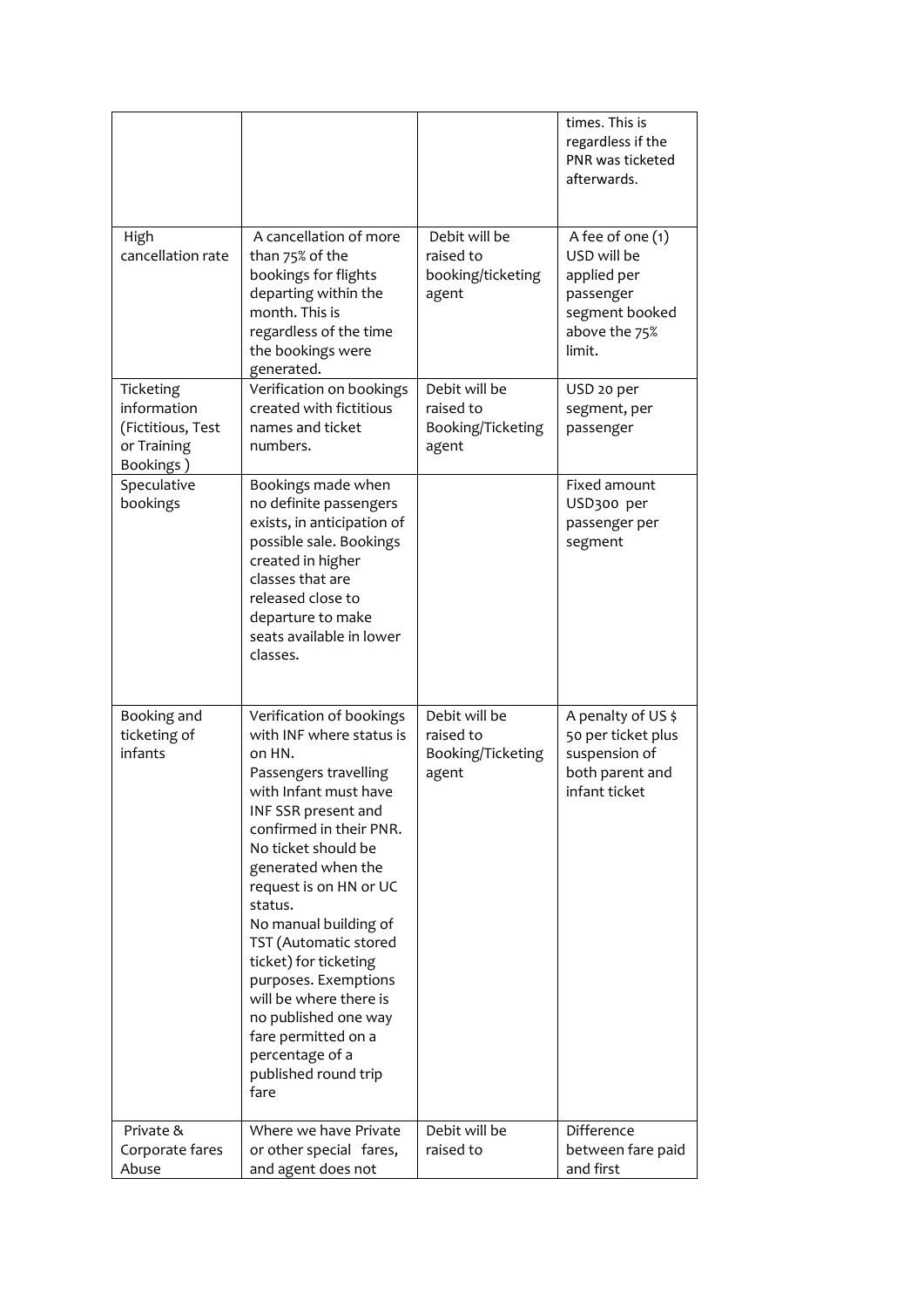|  |  |  | times. This is regardless if the PNR was ticketed afterwards. |
|---|---|---|---|
| High cancellation rate | A cancellation of more than 75% of the bookings for flights departing within the month. This is regardless of the time the bookings were generated. | Debit will be raised to booking/ticketing agent | A fee of one (1) USD will be applied per passenger segment booked above the 75% limit. |
| Ticketing information (Fictitious, Test or Training Bookings ) | Verification on bookings created with fictitious names and ticket numbers. | Debit will be raised to Booking/Ticketing agent | USD 20 per segment, per passenger |
| Speculative bookings | Bookings made when no definite passengers exists, in anticipation of possible sale. Bookings created in higher classes that are released close to departure to make seats available in lower classes. |  | Fixed amount USD300 per passenger per segment |
| Booking and ticketing of infants | Verification of bookings with INF where status is on HN.<br>Passengers travelling with Infant must have INF SSR present and confirmed in their PNR. No ticket should be generated when the request is on HN or UC status.<br>No manual building of TST (Automatic stored ticket) for ticketing purposes. Exemptions will be where there is no published one way fare permitted on a percentage of a published round trip fare | Debit will be raised to Booking/Ticketing agent | A penalty of US $ 50 per ticket plus suspension of both parent and infant ticket |
| Private & Corporate fares Abuse | Where we have Private or other special fares, and agent does not | Debit will be raised to | Difference between fare paid and first |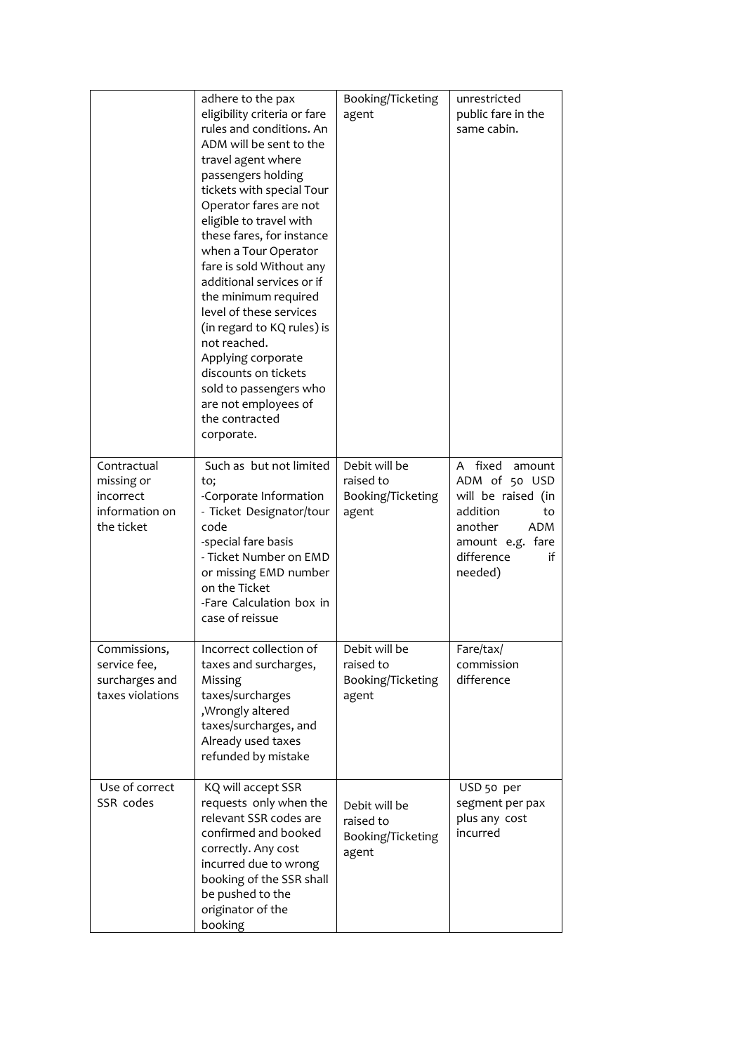| | | | |
|---|---|---|---|
| | adhere to the pax eligibility criteria or fare rules and conditions. An ADM will be sent to the travel agent where passengers holding tickets with special Tour Operator fares are not eligible to travel with these fares, for instance when a Tour Operator fare is sold Without any additional services or if the minimum required level of these services (in regard to KQ rules) is not reached.<br>Applying corporate discounts on tickets sold to passengers who are not employees of the contracted corporate. | Booking/Ticketing agent | unrestricted public fare in the same cabin. |
| Contractual missing or incorrect information on the ticket | Such as but not limited to;<br>-Corporate Information<br>- Ticket Designator/tour code<br>-special fare basis<br>- Ticket Number on EMD or missing EMD number on the Ticket<br>-Fare Calculation box in case of reissue | Debit will be raised to Booking/Ticketing agent | A fixed amount ADM of 50 USD will be raised (in addition to another ADM amount e.g. fare difference if needed) |
| Commissions, service fee, surcharges and taxes violations | Incorrect collection of taxes and surcharges, Missing taxes/surcharges ,Wrongly altered taxes/surcharges, and Already used taxes refunded by mistake | Debit will be raised to Booking/Ticketing agent | Fare/tax/ commission difference |
| Use of correct SSR codes | KQ will accept SSR requests only when the relevant SSR codes are confirmed and booked correctly. Any cost incurred due to wrong booking of the SSR shall be pushed to the originator of the booking | Debit will be raised to Booking/Ticketing agent | USD 50 per segment per pax plus any cost incurred |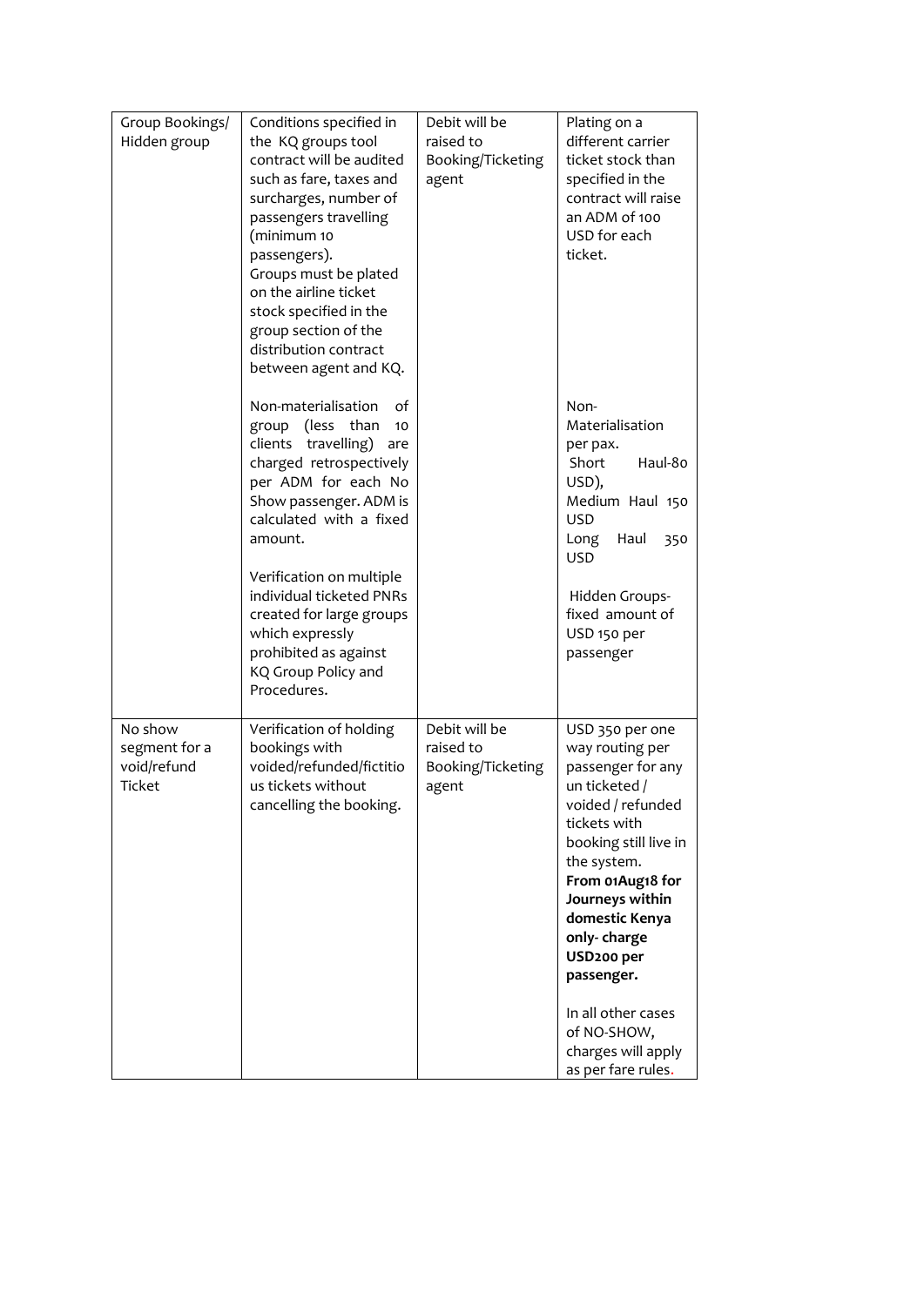| | | | |
|---|---|---|---|
| Group Bookings/ Hidden group | Conditions specified in the KQ groups tool contract will be audited such as fare, taxes and surcharges, number of passengers travelling (minimum 10 passengers).<br>Groups must be plated on the airline ticket stock specified in the group section of the distribution contract between agent and KQ.<br><br>Non-materialisation of group (less than 10 clients travelling) are charged retrospectively per ADM for each No Show passenger. ADM is calculated with a fixed amount.<br><br>Verification on multiple individual ticketed PNRs created for large groups which expressly prohibited as against KQ Group Policy and Procedures. | Debit will be raised to Booking/Ticketing agent | Plating on a different carrier ticket stock than specified in the contract will raise an ADM of 100 USD for each ticket.<br><br>Non-Materialisation per pax.<br>Short Haul-80 USD),<br>Medium Haul 150 USD<br>Long Haul 350 USD<br><br>Hidden Groups- fixed amount of USD 150 per passenger |
| No show segment for a void/refund Ticket | Verification of holding bookings with voided/refunded/fictitious tickets without cancelling the booking. | Debit will be raised to Booking/Ticketing agent | USD 350 per one way routing per passenger for any un ticketed / voided / refunded tickets with booking still live in the system. **From 01Aug18 for Journeys within domestic Kenya only- charge USD200 per passenger.**<br><br>In all other cases of NO-SHOW, charges will apply as per fare rules. |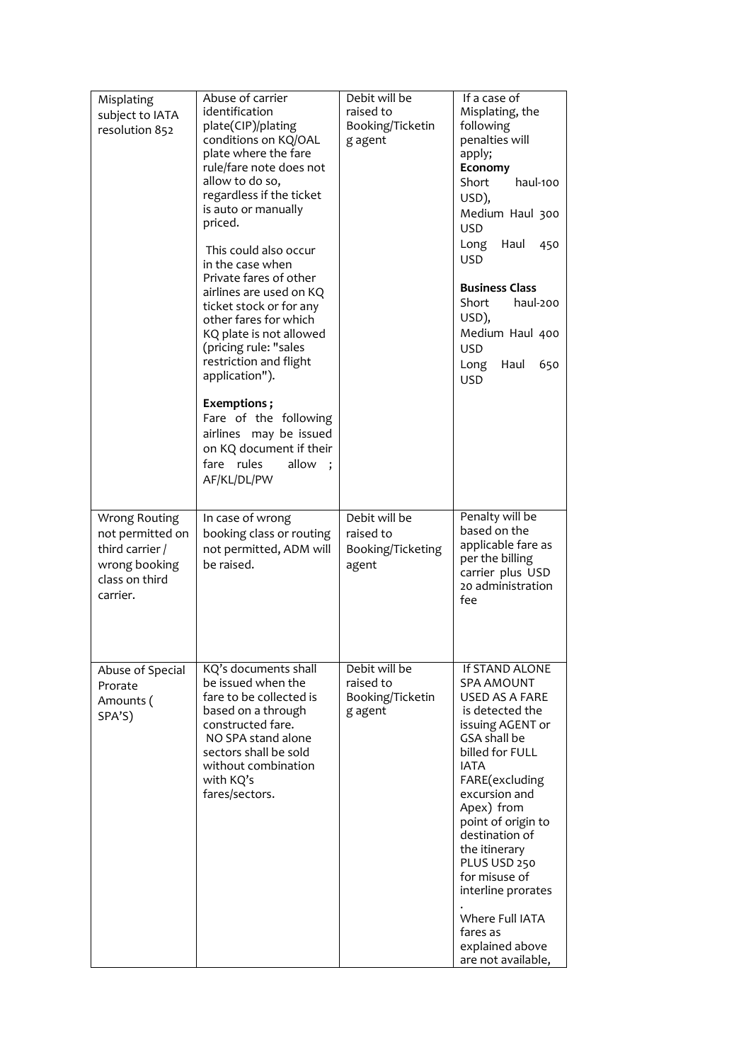| | | | |
|---|---|---|---|
| Misplating subject to IATA resolution 852 | Abuse of carrier identification plate(CIP)/plating conditions on KQ/OAL plate where the fare rule/fare note does not allow to do so, regardless if the ticket is auto or manually priced.<br><br>This could also occur in the case when Private fares of other airlines are used on KQ ticket stock or for any other fares for which KQ plate is not allowed (pricing rule: "sales restriction and flight application").<br><br>**Exemptions ;**<br>Fare of the following airlines may be issued on KQ document if their fare rules allow ; AF/KL/DL/PW | Debit will be raised to Booking/Ticketing agent | If a case of Misplating, the following penalties will apply;<br>**Economy**<br>Short haul-100 USD),<br>Medium Haul 300 USD<br>Long Haul 450 USD<br><br>**Business Class**<br>Short haul-200 USD),<br>Medium Haul 400 USD<br>Long Haul 650 USD |
| Wrong Routing not permitted on third carrier / wrong booking class on third carrier. | In case of wrong booking class or routing not permitted, ADM will be raised. | Debit will be raised to Booking/Ticketing agent | Penalty will be based on the applicable fare as per the billing carrier plus USD 20 administration fee |
| Abuse of Special Prorate Amounts ( SPA'S) | KQ's documents shall be issued when the fare to be collected is based on a through constructed fare.<br>NO SPA stand alone sectors shall be sold without combination with KQ's fares/sectors. | Debit will be raised to Booking/Ticketing agent | If STAND ALONE SPA AMOUNT USED AS A FARE is detected the issuing AGENT or GSA shall be billed for FULL IATA FARE(excluding excursion and Apex) from point of origin to destination of the itinerary PLUS USD 250 for misuse of interline prorates<br>.<br>Where Full IATA fares as explained above are not available, |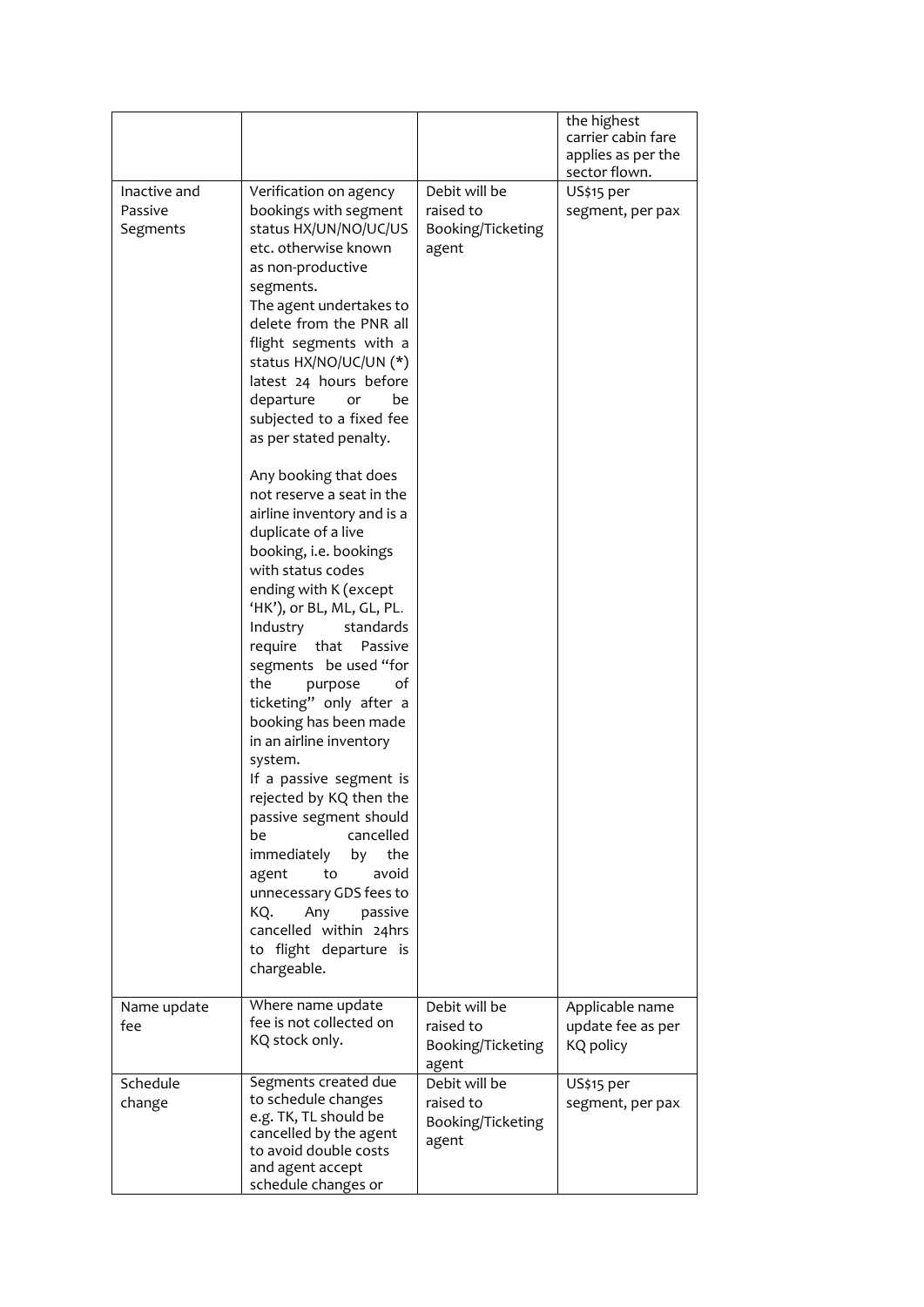| | | | |
|---|---|---|---|
| | | | the highest carrier cabin fare applies as per the sector flown. |
| Inactive and Passive Segments | Verification on agency bookings with segment status HX/UN/NO/UC/US etc. otherwise known as non-productive segments.<br>The agent undertakes to delete from the PNR all flight segments with a status HX/NO/UC/UN (*) latest 24 hours before departure or be subjected to a fixed fee as per stated penalty.<br><br>Any booking that does not reserve a seat in the airline inventory and is a duplicate of a live booking, i.e. bookings with status codes ending with K (except 'HK'), or BL, ML, GL, PL. Industry standards require that Passive segments be used "for the purpose of ticketing" only after a booking has been made in an airline inventory system.<br>If a passive segment is rejected by KQ then the passive segment should be cancelled immediately by the agent to avoid unnecessary GDS fees to KQ. Any passive cancelled within 24hrs to flight departure is chargeable. | Debit will be raised to Booking/Ticketing agent | US$15 per segment, per pax |
| Name update fee | Where name update fee is not collected on KQ stock only. | Debit will be raised to Booking/Ticketing agent | Applicable name update fee as per KQ policy |
| Schedule change | Segments created due to schedule changes e.g. TK, TL should be cancelled by the agent to avoid double costs and agent accept schedule changes or | Debit will be raised to Booking/Ticketing agent | US$15 per segment, per pax |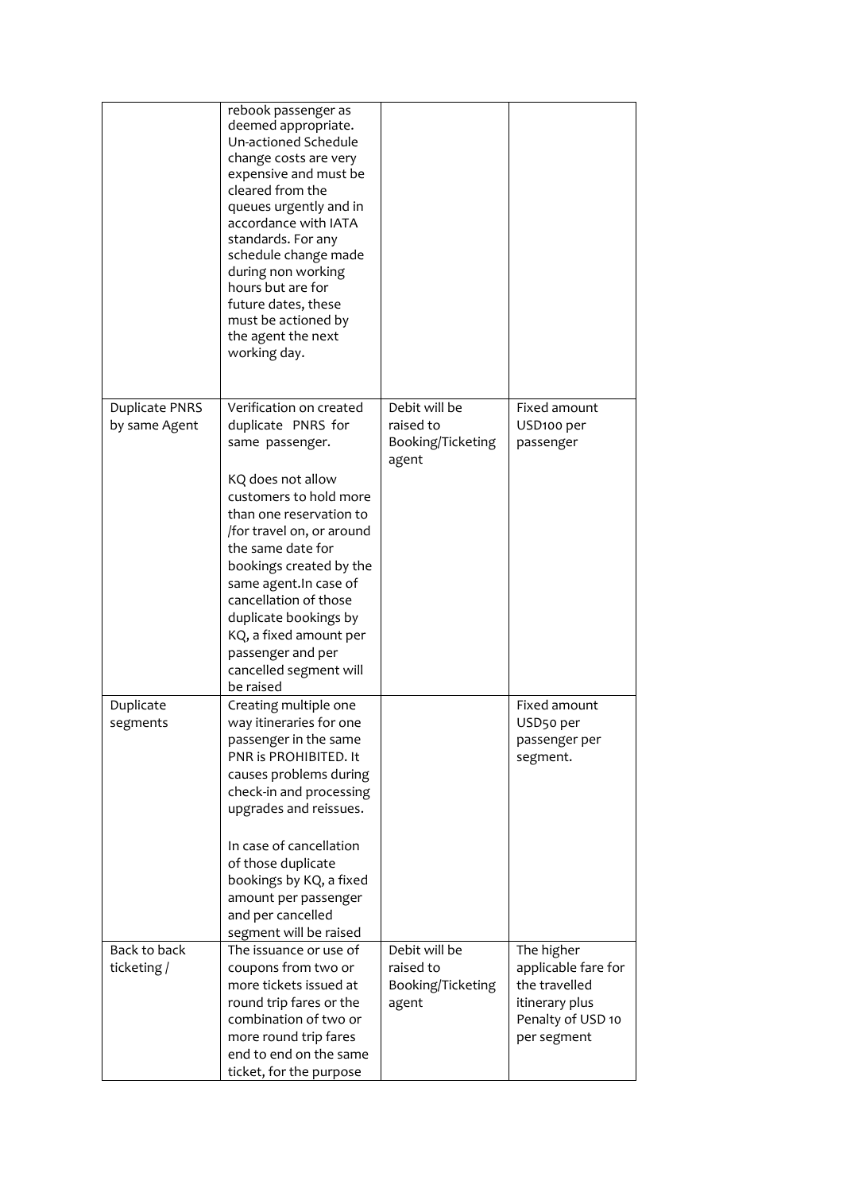| | | | |
|---|---|---|---|
| | rebook passenger as deemed appropriate. Un-actioned Schedule change costs are very expensive and must be cleared from the queues urgently and in accordance with IATA standards. For any schedule change made during non working hours but are for future dates, these must be actioned by the agent the next working day. | | |
| Duplicate PNRS by same Agent | Verification on created duplicate PNRS for same passenger.<br><br>KQ does not allow customers to hold more than one reservation to /for travel on, or around the same date for bookings created by the same agent.In case of cancellation of those duplicate bookings by KQ, a fixed amount per passenger and per cancelled segment will be raised | Debit will be raised to Booking/Ticketing agent | Fixed amount USD100 per passenger |
| Duplicate segments | Creating multiple one way itineraries for one passenger in the same PNR is PROHIBITED. It causes problems during check-in and processing upgrades and reissues.<br><br>In case of cancellation of those duplicate bookings by KQ, a fixed amount per passenger and per cancelled segment will be raised | | Fixed amount USD50 per passenger per segment. |
| Back to back ticketing / | The issuance or use of coupons from two or more tickets issued at round trip fares or the combination of two or more round trip fares end to end on the same ticket, for the purpose | Debit will be raised to Booking/Ticketing agent | The higher applicable fare for the travelled itinerary plus Penalty of USD 10 per segment |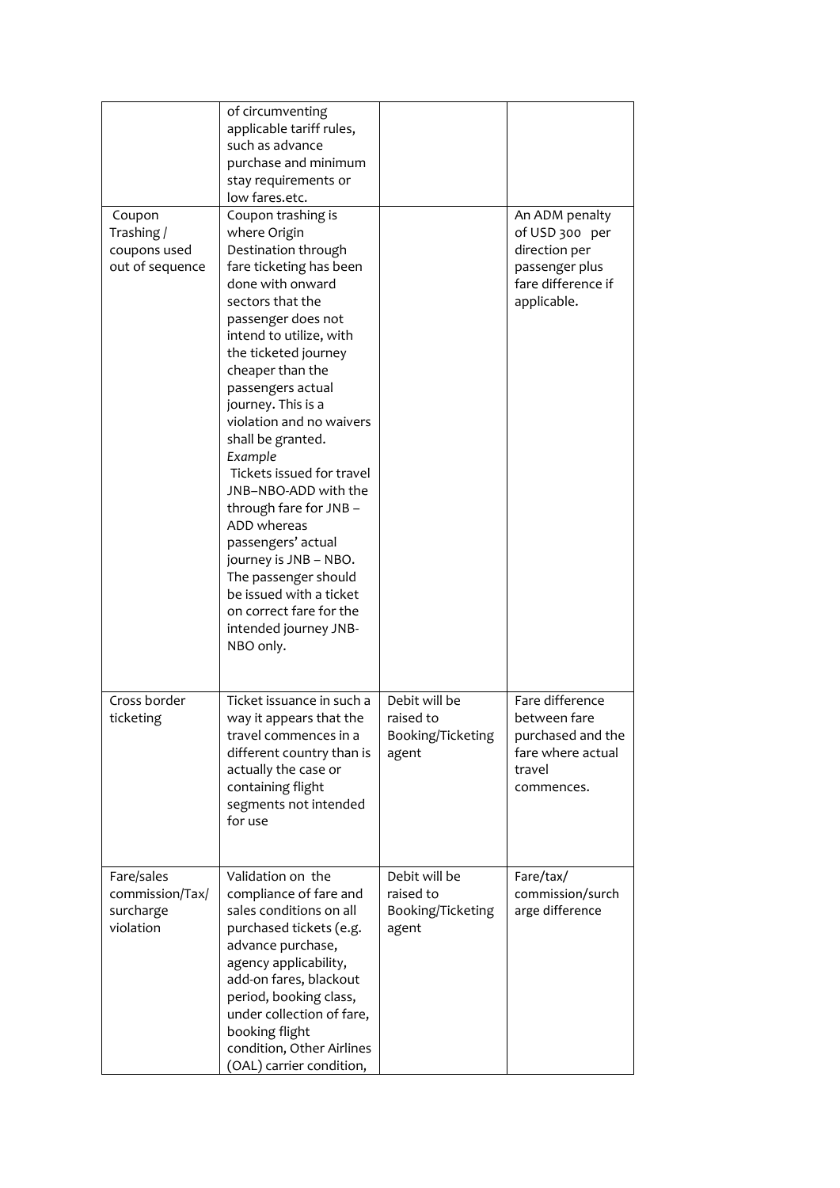| | | | |
|---|---|---|---|
| | of circumventing applicable tariff rules, such as advance purchase and minimum stay requirements or low fares.etc. | | |
| Coupon Trashing / coupons used out of sequence | Coupon trashing is where Origin Destination through fare ticketing has been done with onward sectors that the passenger does not intend to utilize, with the ticketed journey cheaper than the passengers actual journey. This is a violation and no waivers shall be granted. *Example* Tickets issued for travel JNB–NBO-ADD with the through fare for JNB – ADD whereas passengers' actual journey is JNB – NBO. The passenger should be issued with a ticket on correct fare for the intended journey JNB-NBO only. | | An ADM penalty of USD 300 per direction per passenger plus fare difference if applicable. |
| Cross border ticketing | Ticket issuance in such a way it appears that the travel commences in a different country than is actually the case or containing flight segments not intended for use | Debit will be raised to Booking/Ticketing agent | Fare difference between fare purchased and the fare where actual travel commences. |
| Fare/sales commission/Tax/ surcharge violation | Validation on the compliance of fare and sales conditions on all purchased tickets (e.g. advance purchase, agency applicability, add-on fares, blackout period, booking class, under collection of fare, booking flight condition, Other Airlines (OAL) carrier condition, | Debit will be raised to Booking/Ticketing agent | Fare/tax/ commission/surch arge difference |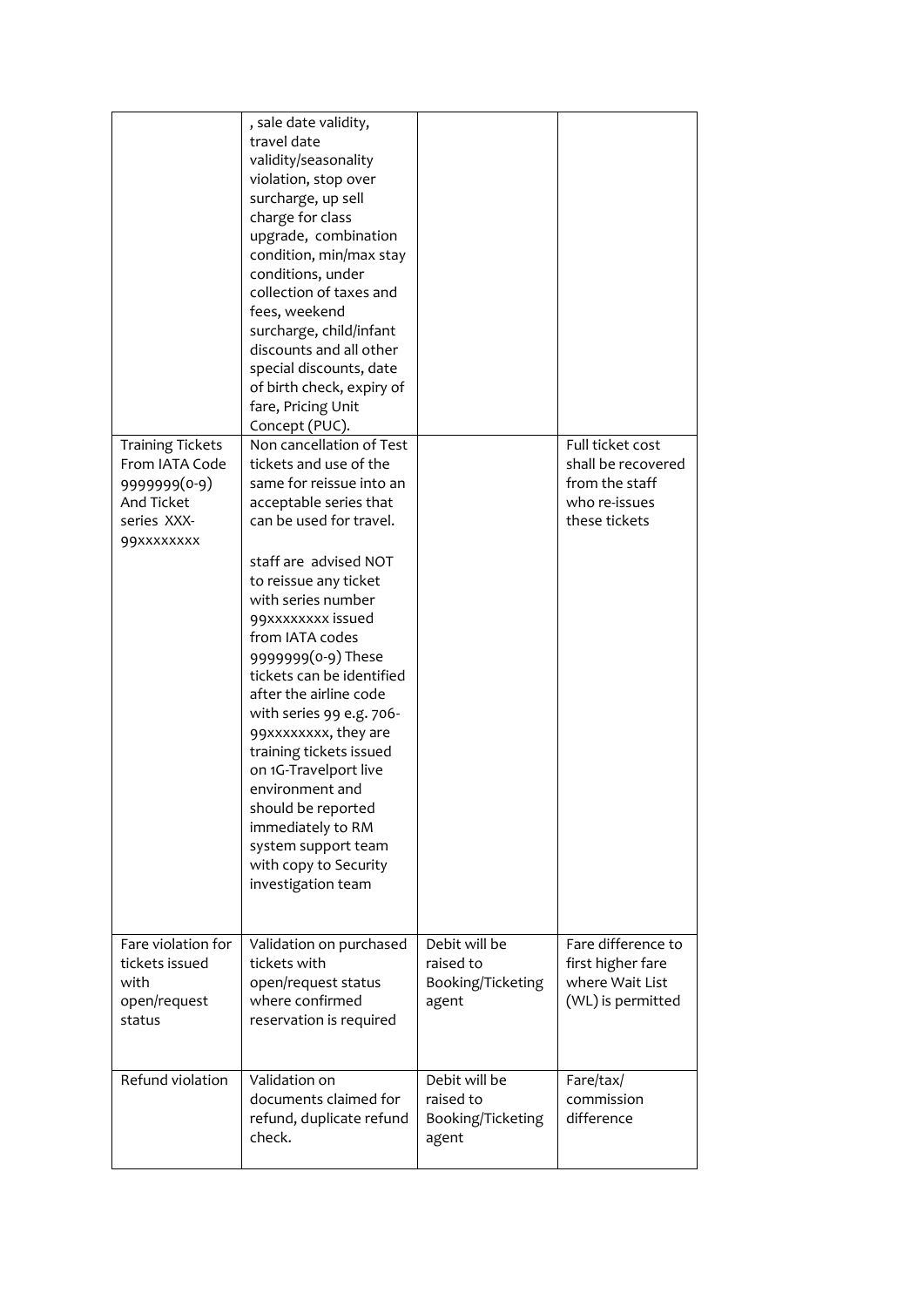| | | | |
|---|---|---|---|
| | , sale date validity, travel date validity/seasonality violation, stop over surcharge, up sell charge for class upgrade, combination condition, min/max stay conditions, under collection of taxes and fees, weekend surcharge, child/infant discounts and all other special discounts, date of birth check, expiry of fare, Pricing Unit Concept (PUC). | | |
| Training Tickets From IATA Code 9999999(0-9) And Ticket series XXX-99xxxxxxxx | Non cancellation of Test tickets and use of the same for reissue into an acceptable series that can be used for travel.<br><br>staff are advised NOT to reissue any ticket with series number 99xxxxxxxx issued from IATA codes 9999999(0-9) These tickets can be identified after the airline code with series 99 e.g. 706-99xxxxxxxx, they are training tickets issued on 1G-Travelport live environment and should be reported immediately to RM system support team with copy to Security investigation team | | Full ticket cost shall be recovered from the staff who re-issues these tickets |
| Fare violation for tickets issued with open/request status | Validation on purchased tickets with open/request status where confirmed reservation is required | Debit will be raised to Booking/Ticketing agent | Fare difference to first higher fare where Wait List (WL) is permitted |
| Refund violation | Validation on documents claimed for refund, duplicate refund check. | Debit will be raised to Booking/Ticketing agent | Fare/tax/ commission difference |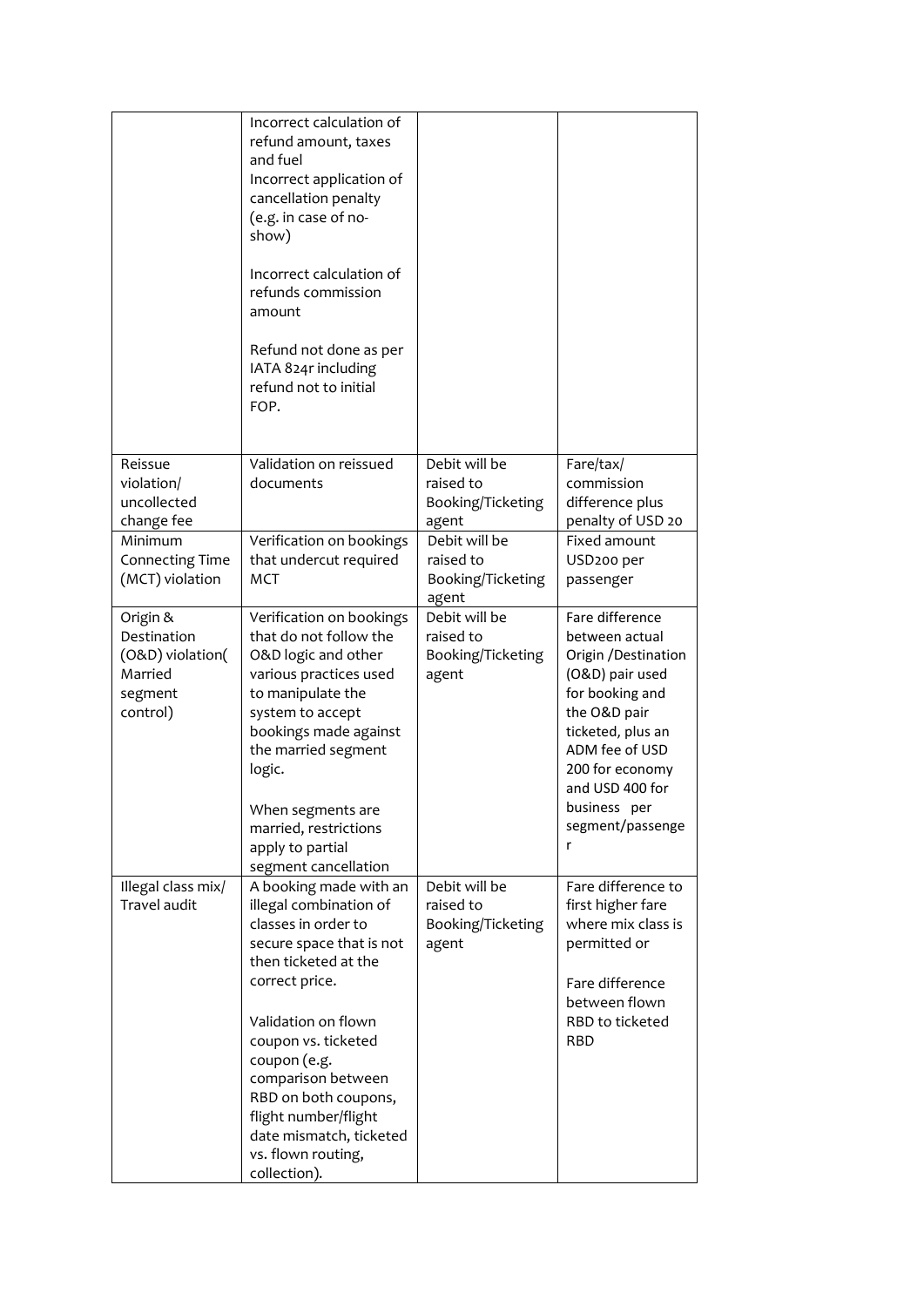| | | | |
|---|---|---|---|
| | Incorrect calculation of refund amount, taxes and fuel<br>Incorrect application of cancellation penalty (e.g. in case of no-show)<br><br>Incorrect calculation of refunds commission amount<br><br>Refund not done as per IATA 824r including refund not to initial FOP. | | |
| Reissue violation/ uncollected change fee | Validation on reissued documents | Debit will be raised to Booking/Ticketing agent | Fare/tax/ commission difference plus penalty of USD 20 |
| Minimum Connecting Time (MCT) violation | Verification on bookings that undercut required MCT | Debit will be raised to Booking/Ticketing agent | Fixed amount USD200 per passenger |
| Origin & Destination (O&D) violation( Married segment control) | Verification on bookings that do not follow the O&D logic and other various practices used to manipulate the system to accept bookings made against the married segment logic.<br><br>When segments are married, restrictions apply to partial segment cancellation | Debit will be raised to Booking/Ticketing agent | Fare difference between actual Origin /Destination (O&D) pair used for booking and the O&D pair ticketed, plus an ADM fee of USD 200 for economy and USD 400 for business per segment/passenger |
| Illegal class mix/ Travel audit | A booking made with an illegal combination of classes in order to secure space that is not then ticketed at the correct price.<br><br>Validation on flown coupon vs. ticketed coupon (e.g. comparison between RBD on both coupons, flight number/flight date mismatch, ticketed vs. flown routing, collection). | Debit will be raised to Booking/Ticketing agent | Fare difference to first higher fare where mix class is permitted or<br><br>Fare difference between flown RBD to ticketed RBD |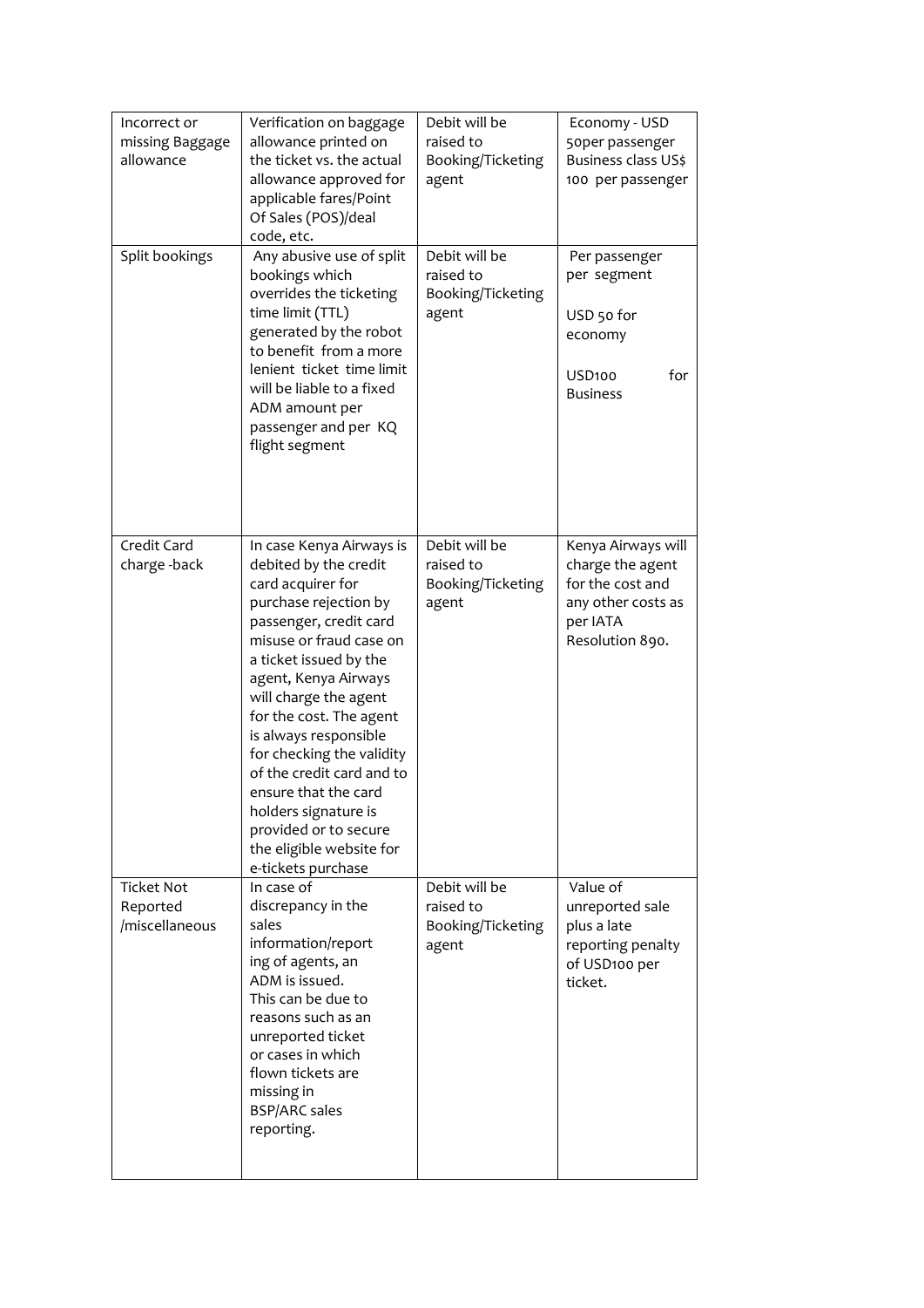| | | | |
|---|---|---|---|
| Incorrect or missing Baggage allowance | Verification on baggage allowance printed on the ticket vs. the actual allowance approved for applicable fares/Point Of Sales (POS)/deal code, etc. | Debit will be raised to Booking/Ticketing agent | Economy - USD 50per passenger Business class US$ 100 per passenger |
| Split bookings | Any abusive use of split bookings which overrides the ticketing time limit (TTL) generated by the robot to benefit from a more lenient ticket time limit will be liable to a fixed ADM amount per passenger and per KQ flight segment | Debit will be raised to Booking/Ticketing agent | Per passenger per segment<br><br>USD 50 for economy<br><br>USD100 for Business |
| Credit Card charge -back | In case Kenya Airways is debited by the credit card acquirer for purchase rejection by passenger, credit card misuse or fraud case on a ticket issued by the agent, Kenya Airways will charge the agent for the cost. The agent is always responsible for checking the validity of the credit card and to ensure that the card holders signature is provided or to secure the eligible website for e-tickets purchase | Debit will be raised to Booking/Ticketing agent | Kenya Airways will charge the agent for the cost and any other costs as per IATA Resolution 890. |
| Ticket Not Reported /miscellaneous | In case of discrepancy in the sales information/reporting of agents, an ADM is issued. This can be due to reasons such as an unreported ticket or cases in which flown tickets are missing in BSP/ARC sales reporting. | Debit will be raised to Booking/Ticketing agent | Value of unreported sale plus a late reporting penalty of USD100 per ticket. |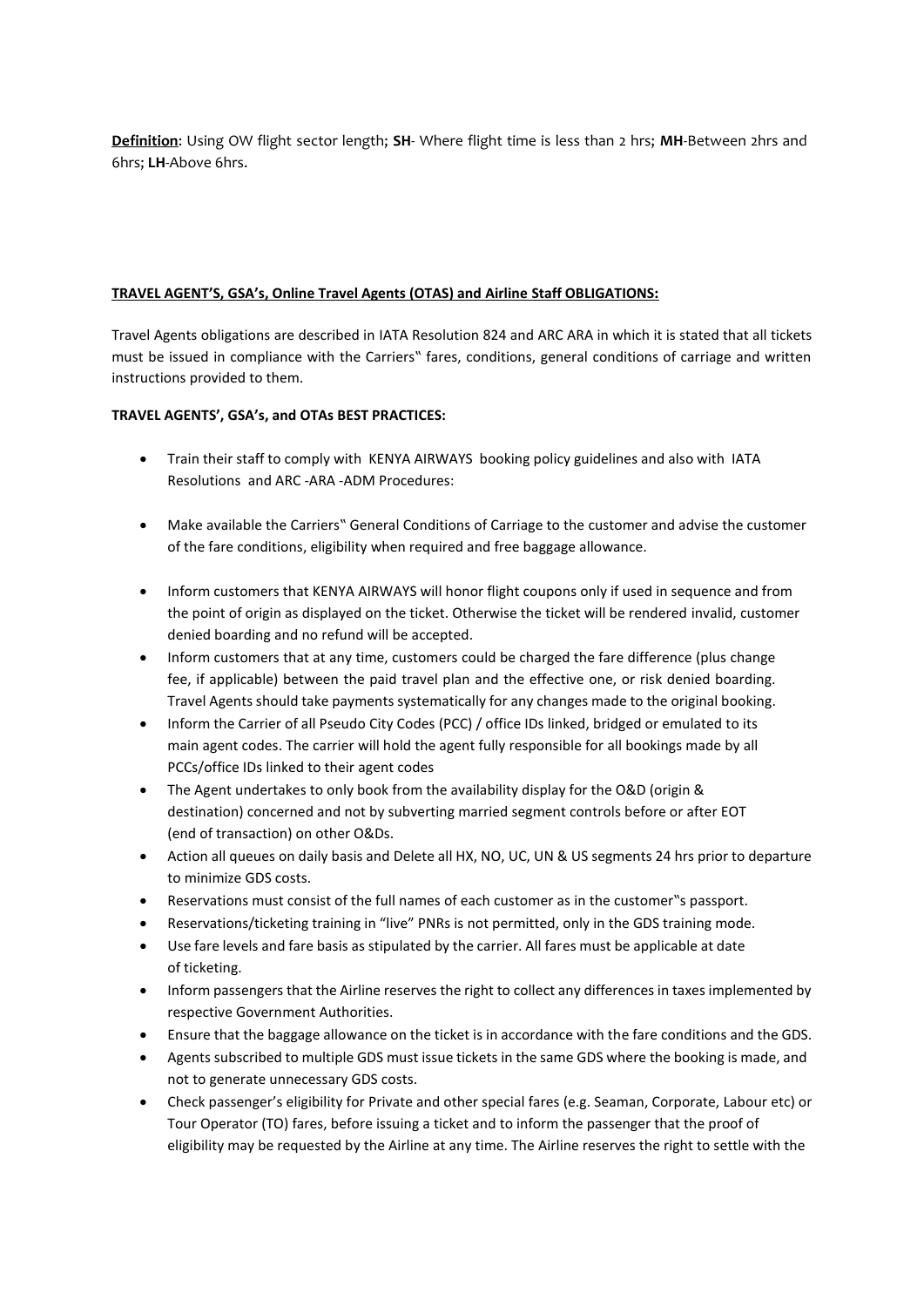**Definition**: Using OW flight sector length; **SH**- Where flight time is less than 2 hrs; **MH**-Between 2hrs and 6hrs; **LH**-Above 6hrs.

**TRAVEL AGENT'S, GSA's, Online Travel Agents (OTAS) and Airline Staff OBLIGATIONS:**

Travel Agents obligations are described in IATA Resolution 824 and ARC ARA in which it is stated that all tickets must be issued in compliance with the Carriers‟ fares, conditions, general conditions of carriage and written instructions provided to them.

**TRAVEL AGENTS', GSA's, and OTAs BEST PRACTICES:**

- Train their staff to comply with KENYA AIRWAYS booking policy guidelines and also with IATA Resolutions and ARC -ARA -ADM Procedures:
- Make available the Carriers‟ General Conditions of Carriage to the customer and advise the customer of the fare conditions, eligibility when required and free baggage allowance.
- Inform customers that KENYA AIRWAYS will honor flight coupons only if used in sequence and from the point of origin as displayed on the ticket. Otherwise the ticket will be rendered invalid, customer denied boarding and no refund will be accepted.
- Inform customers that at any time, customers could be charged the fare difference (plus change fee, if applicable) between the paid travel plan and the effective one, or risk denied boarding. Travel Agents should take payments systematically for any changes made to the original booking.
- Inform the Carrier of all Pseudo City Codes (PCC) / office IDs linked, bridged or emulated to its main agent codes. The carrier will hold the agent fully responsible for all bookings made by all PCCs/office IDs linked to their agent codes
- The Agent undertakes to only book from the availability display for the O&D (origin & destination) concerned and not by subverting married segment controls before or after EOT (end of transaction) on other O&Ds.
- Action all queues on daily basis and Delete all HX, NO, UC, UN & US segments 24 hrs prior to departure to minimize GDS costs.
- Reservations must consist of the full names of each customer as in the customer‟s passport.
- Reservations/ticketing training in "live" PNRs is not permitted, only in the GDS training mode.
- Use fare levels and fare basis as stipulated by the carrier. All fares must be applicable at date of ticketing.
- Inform passengers that the Airline reserves the right to collect any differences in taxes implemented by respective Government Authorities.
- Ensure that the baggage allowance on the ticket is in accordance with the fare conditions and the GDS.
- Agents subscribed to multiple GDS must issue tickets in the same GDS where the booking is made, and not to generate unnecessary GDS costs.
- Check passenger's eligibility for Private and other special fares (e.g. Seaman, Corporate, Labour etc) or Tour Operator (TO) fares, before issuing a ticket and to inform the passenger that the proof of eligibility may be requested by the Airline at any time. The Airline reserves the right to settle with the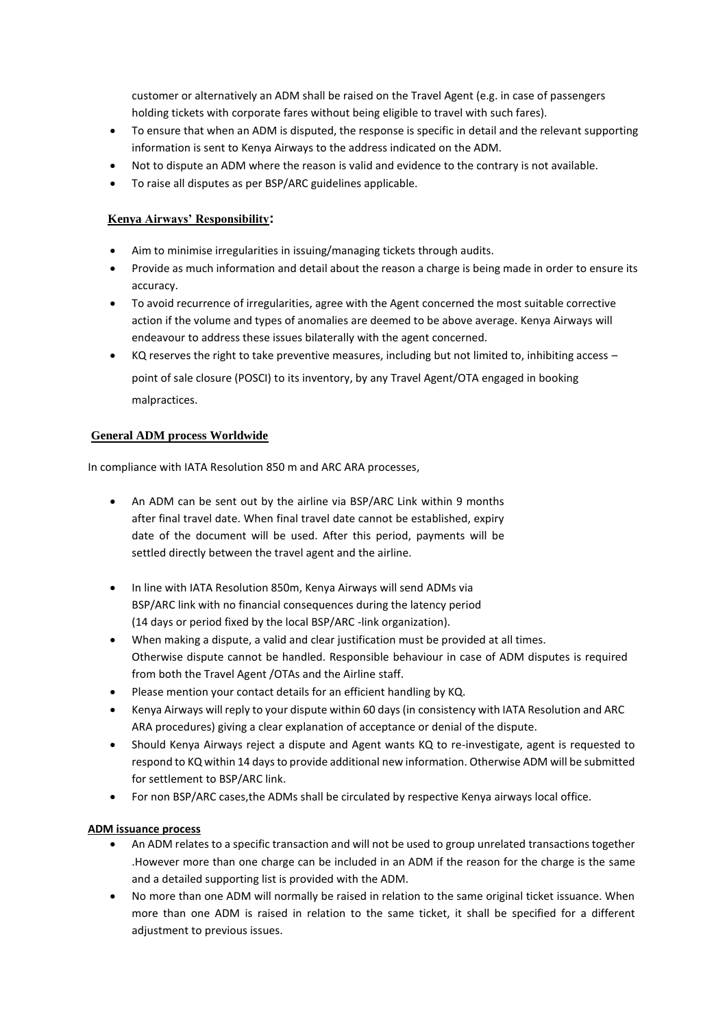customer or alternatively an ADM shall be raised on the Travel Agent (e.g. in case of passengers holding tickets with corporate fares without being eligible to travel with such fares).

- To ensure that when an ADM is disputed, the response is specific in detail and the relevant supporting information is sent to Kenya Airways to the address indicated on the ADM.
- Not to dispute an ADM where the reason is valid and evidence to the contrary is not available.
- To raise all disputes as per BSP/ARC guidelines applicable.

**Kenya Airways' Responsibility:**

- Aim to minimise irregularities in issuing/managing tickets through audits.
- Provide as much information and detail about the reason a charge is being made in order to ensure its accuracy.
- To avoid recurrence of irregularities, agree with the Agent concerned the most suitable corrective action if the volume and types of anomalies are deemed to be above average. Kenya Airways will endeavour to address these issues bilaterally with the agent concerned.
- KQ reserves the right to take preventive measures, including but not limited to, inhibiting access – point of sale closure (POSCI) to its inventory, by any Travel Agent/OTA engaged in booking malpractices.

**General ADM process Worldwide**

In compliance with IATA Resolution 850 m and ARC ARA processes,

- An ADM can be sent out by the airline via BSP/ARC Link within 9 months after final travel date. When final travel date cannot be established, expiry date of the document will be used. After this period, payments will be settled directly between the travel agent and the airline.
- In line with IATA Resolution 850m, Kenya Airways will send ADMs via BSP/ARC link with no financial consequences during the latency period (14 days or period fixed by the local BSP/ARC -link organization).
- When making a dispute, a valid and clear justification must be provided at all times. Otherwise dispute cannot be handled. Responsible behaviour in case of ADM disputes is required from both the Travel Agent /OTAs and the Airline staff.
- Please mention your contact details for an efficient handling by KQ.
- Kenya Airways will reply to your dispute within 60 days (in consistency with IATA Resolution and ARC ARA procedures) giving a clear explanation of acceptance or denial of the dispute.
- Should Kenya Airways reject a dispute and Agent wants KQ to re-investigate, agent is requested to respond to KQ within 14 days to provide additional new information. Otherwise ADM will be submitted for settlement to BSP/ARC link.
- For non BSP/ARC cases,the ADMs shall be circulated by respective Kenya airways local office.

**ADM issuance process**

- An ADM relates to a specific transaction and will not be used to group unrelated transactions together .However more than one charge can be included in an ADM if the reason for the charge is the same and a detailed supporting list is provided with the ADM.
- No more than one ADM will normally be raised in relation to the same original ticket issuance. When more than one ADM is raised in relation to the same ticket, it shall be specified for a different adjustment to previous issues.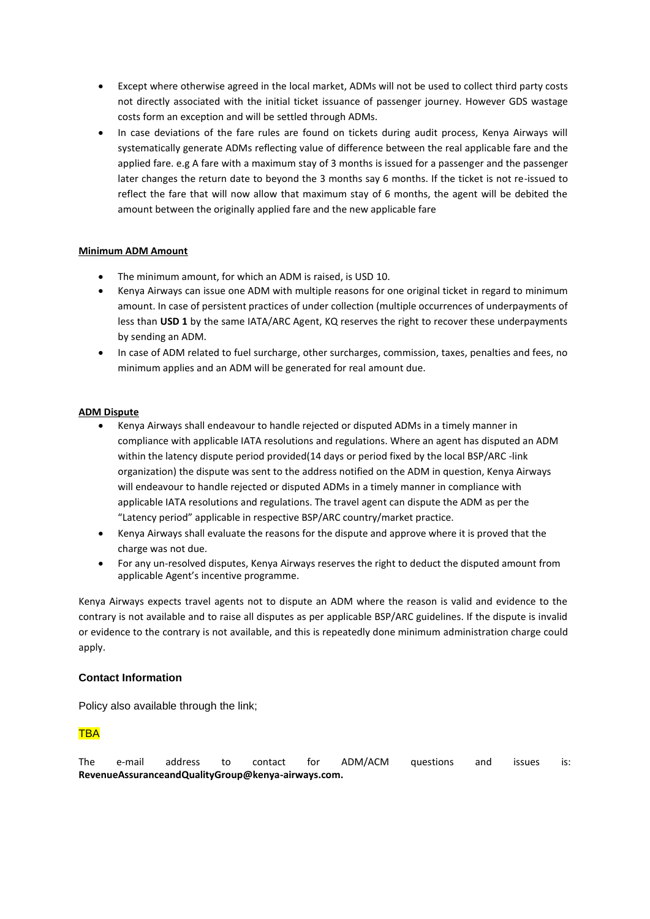- Except where otherwise agreed in the local market, ADMs will not be used to collect third party costs not directly associated with the initial ticket issuance of passenger journey. However GDS wastage costs form an exception and will be settled through ADMs.
- In case deviations of the fare rules are found on tickets during audit process, Kenya Airways will systematically generate ADMs reflecting value of difference between the real applicable fare and the applied fare. e.g A fare with a maximum stay of 3 months is issued for a passenger and the passenger later changes the return date to beyond the 3 months say 6 months. If the ticket is not re-issued to reflect the fare that will now allow that maximum stay of 6 months, the agent will be debited the amount between the originally applied fare and the new applicable fare

**Minimum ADM Amount**

- The minimum amount, for which an ADM is raised, is USD 10.
- Kenya Airways can issue one ADM with multiple reasons for one original ticket in regard to minimum amount. In case of persistent practices of under collection (multiple occurrences of underpayments of less than **USD 1** by the same IATA/ARC Agent, KQ reserves the right to recover these underpayments by sending an ADM.
- In case of ADM related to fuel surcharge, other surcharges, commission, taxes, penalties and fees, no minimum applies and an ADM will be generated for real amount due.

**ADM Dispute**

- Kenya Airways shall endeavour to handle rejected or disputed ADMs in a timely manner in compliance with applicable IATA resolutions and regulations. Where an agent has disputed an ADM within the latency dispute period provided(14 days or period fixed by the local BSP/ARC -link organization) the dispute was sent to the address notified on the ADM in question, Kenya Airways will endeavour to handle rejected or disputed ADMs in a timely manner in compliance with applicable IATA resolutions and regulations. The travel agent can dispute the ADM as per the "Latency period" applicable in respective BSP/ARC country/market practice.
- Kenya Airways shall evaluate the reasons for the dispute and approve where it is proved that the charge was not due.
- For any un-resolved disputes, Kenya Airways reserves the right to deduct the disputed amount from applicable Agent's incentive programme.

Kenya Airways expects travel agents not to dispute an ADM where the reason is valid and evidence to the contrary is not available and to raise all disputes as per applicable BSP/ARC guidelines. If the dispute is invalid or evidence to the contrary is not available, and this is repeatedly done minimum administration charge could apply.

### Contact Information

Policy also available through the link;

TBA

The e-mail address to contact for ADM/ACM questions and issues is: **RevenueAssuranceandQualityGroup@kenya-airways.com.**